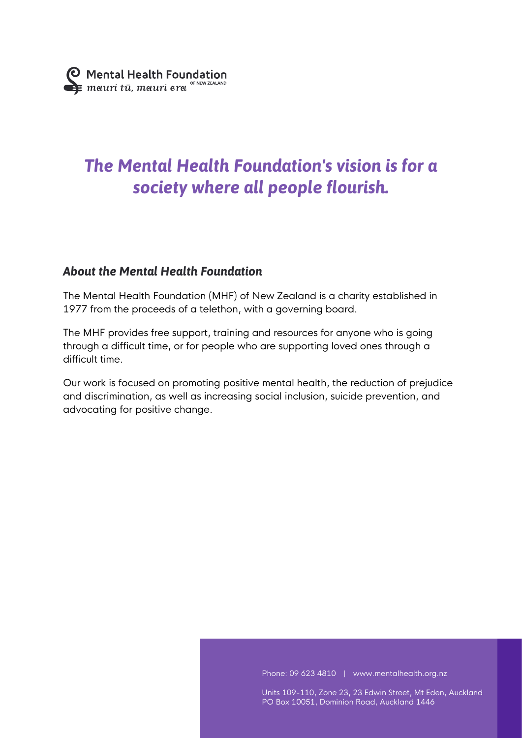Mental Health Foundation
*mauri tū, mauri ora* OF NEW ZEALAND

# *The Mental Health Foundation's vision is for a society where all people flourish.*

## *About the Mental Health Foundation*

The Mental Health Foundation (MHF) of New Zealand is a charity established in 1977 from the proceeds of a telethon, with a governing board.

The MHF provides free support, training and resources for anyone who is going through a difficult time, or for people who are supporting loved ones through a difficult time.

Our work is focused on promoting positive mental health, the reduction of prejudice and discrimination, as well as increasing social inclusion, suicide prevention, and advocating for positive change.

Phone: 09 623 4810 | www.mentalhealth.org.nz

Units 109-110, Zone 23, 23 Edwin Street, Mt Eden, Auckland
PO Box 10051, Dominion Road, Auckland 1446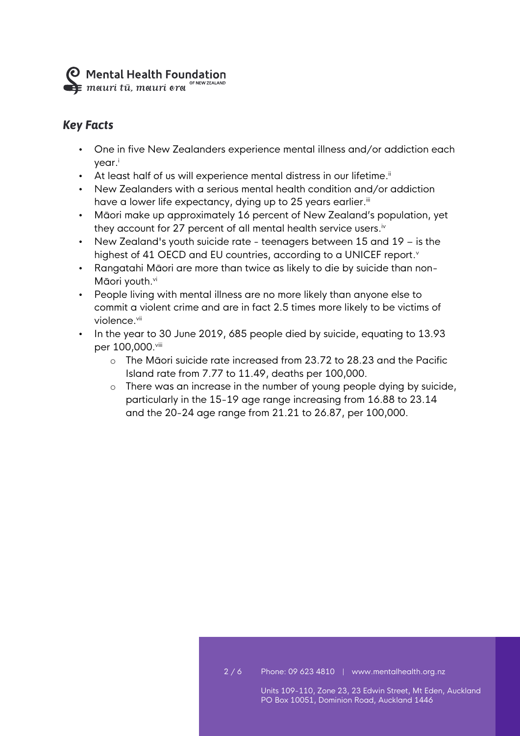## *Key Facts*

- One in five New Zealanders experience mental illness and/or addiction each year.[i]
- At least half of us will experience mental distress in our lifetime.[ii]
- New Zealanders with a serious mental health condition and/or addiction have a lower life expectancy, dying up to 25 years earlier.[iii]
- Māori make up approximately 16 percent of New Zealand's population, yet they account for 27 percent of all mental health service users.[iv]
- New Zealand's youth suicide rate - teenagers between 15 and 19 – is the highest of 41 OECD and EU countries, according to a UNICEF report.[v]
- Rangatahi Māori are more than twice as likely to die by suicide than non-Māori youth.[vi]
- People living with mental illness are no more likely than anyone else to commit a violent crime and are in fact 2.5 times more likely to be victims of violence.[vii]
- In the year to 30 June 2019, 685 people died by suicide, equating to 13.93 per 100,000.[viii]
    - The Māori suicide rate increased from 23.72 to 28.23 and the Pacific Island rate from 7.77 to 11.49, deaths per 100,000.
    - There was an increase in the number of young people dying by suicide, particularly in the 15-19 age range increasing from 16.88 to 23.14 and the 20-24 age range from 21.21 to 26.87, per 100,000.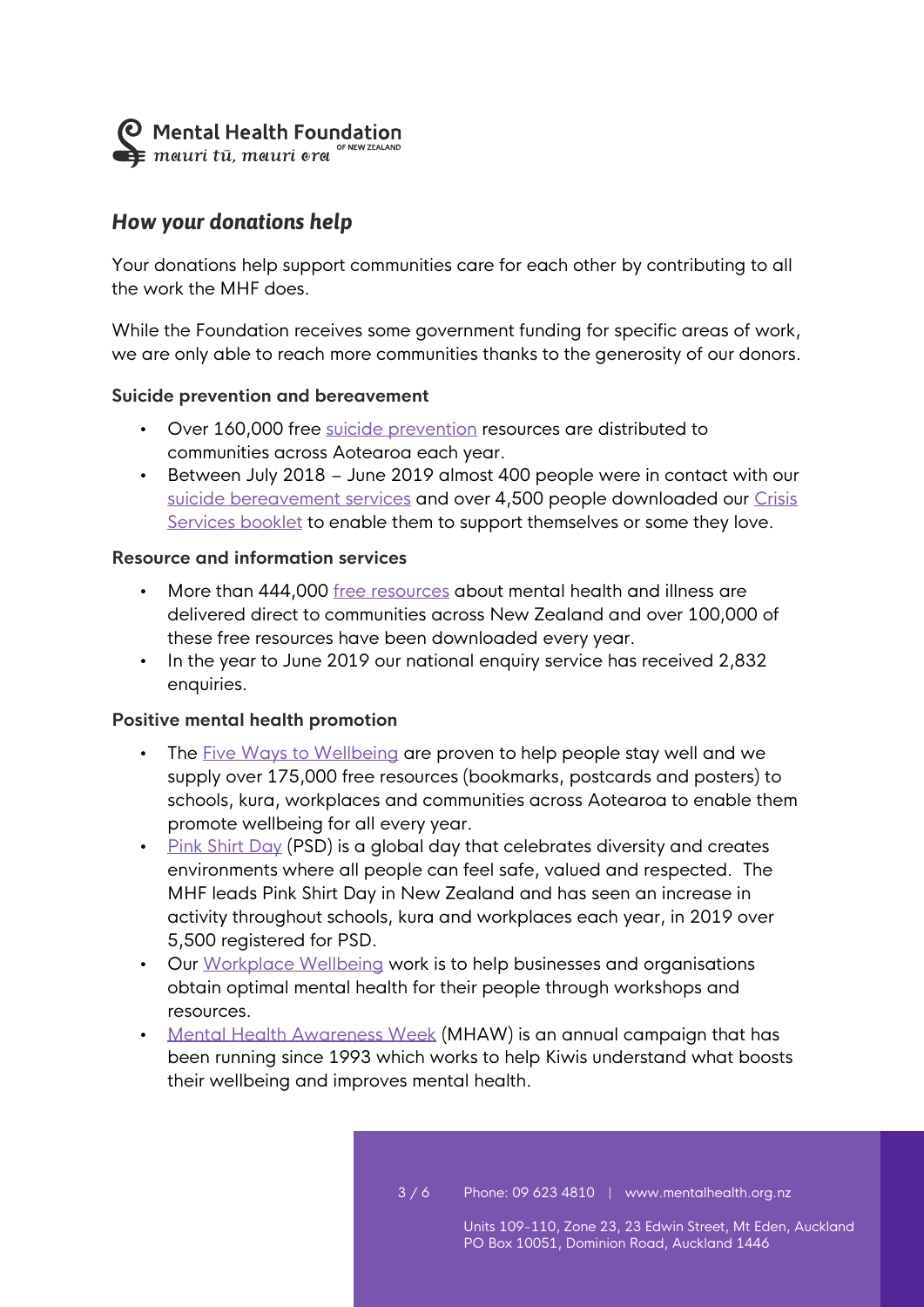## *How your donations help*

Your donations help support communities care for each other by contributing to all the work the MHF does.

While the Foundation receives some government funding for specific areas of work, we are only able to reach more communities thanks to the generosity of our donors.

### Suicide prevention and bereavement

- Over 160,000 free suicide prevention resources are distributed to communities across Aotearoa each year.
- Between July 2018 – June 2019 almost 400 people were in contact with our suicide bereavement services and over 4,500 people downloaded our Crisis Services booklet to enable them to support themselves or some they love.

### Resource and information services

- More than 444,000 free resources about mental health and illness are delivered direct to communities across New Zealand and over 100,000 of these free resources have been downloaded every year.
- In the year to June 2019 our national enquiry service has received 2,832 enquiries.

### Positive mental health promotion

- The Five Ways to Wellbeing are proven to help people stay well and we supply over 175,000 free resources (bookmarks, postcards and posters) to schools, kura, workplaces and communities across Aotearoa to enable them promote wellbeing for all every year.
- Pink Shirt Day (PSD) is a global day that celebrates diversity and creates environments where all people can feel safe, valued and respected. The MHF leads Pink Shirt Day in New Zealand and has seen an increase in activity throughout schools, kura and workplaces each year, in 2019 over 5,500 registered for PSD.
- Our Workplace Wellbeing work is to help businesses and organisations obtain optimal mental health for their people through workshops and resources.
- Mental Health Awareness Week (MHAW) is an annual campaign that has been running since 1993 which works to help Kiwis understand what boosts their wellbeing and improves mental health.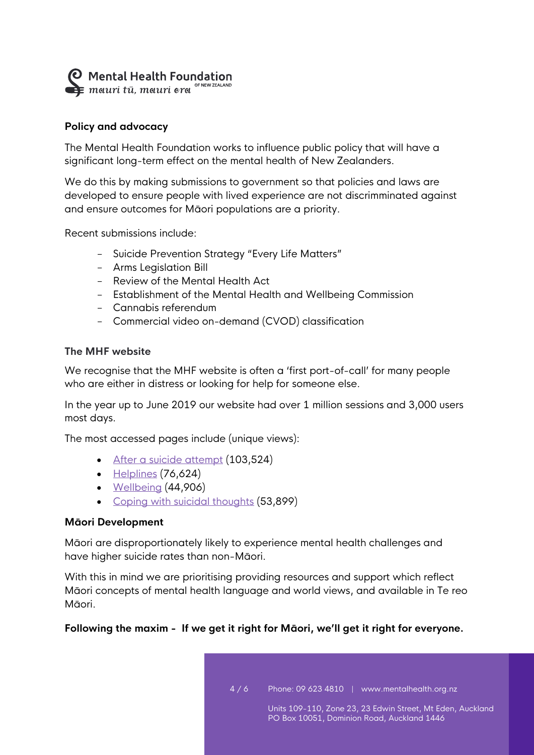## Policy and advocacy

The Mental Health Foundation works to influence public policy that will have a significant long-term effect on the mental health of New Zealanders.

We do this by making submissions to government so that policies and laws are developed to ensure people with lived experience are not discrimminated against and ensure outcomes for Māori populations are a priority.

Recent submissions include:

- Suicide Prevention Strategy "Every Life Matters"
- Arms Legislation Bill
- Review of the Mental Health Act
- Establishment of the Mental Health and Wellbeing Commission
- Cannabis referendum
- Commercial video on-demand (CVOD) classification

## The MHF website

We recognise that the MHF website is often a 'first port-of-call' for many people who are either in distress or looking for help for someone else.

In the year up to June 2019 our website had over 1 million sessions and 3,000 users most days.

The most accessed pages include (unique views):

- After a suicide attempt (103,524)
- Helplines (76,624)
- Wellbeing (44,906)
- Coping with suicidal thoughts (53,899)

## Māori Development

Māori are disproportionately likely to experience mental health challenges and have higher suicide rates than non-Māori.

With this in mind we are prioritising providing resources and support which reflect Māori concepts of mental health language and world views, and available in Te reo Māori.

**Following the maxim - If we get it right for Māori, we'll get it right for everyone.**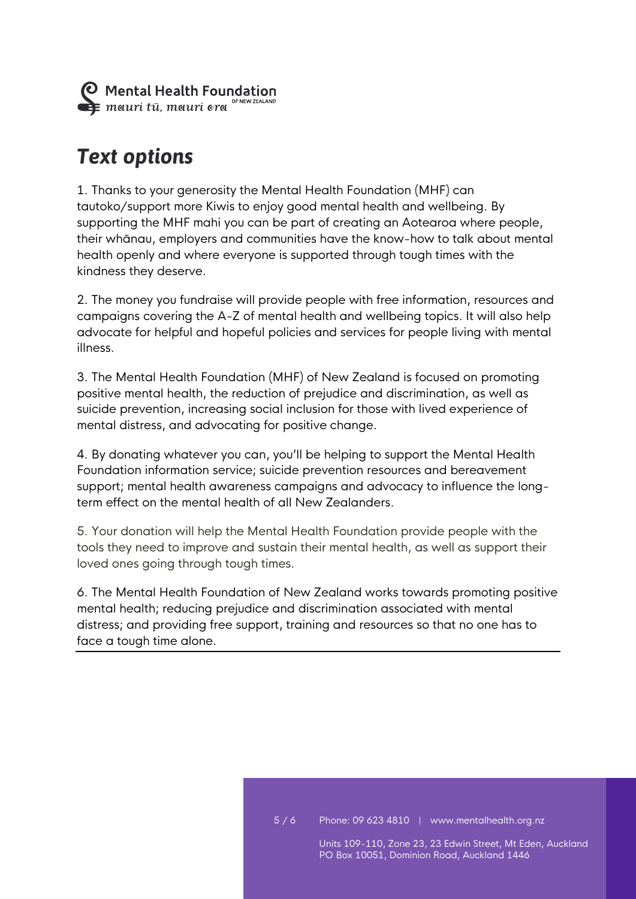# *Text options*

1. Thanks to your generosity the Mental Health Foundation (MHF) can tautoko/support more Kiwis to enjoy good mental health and wellbeing. By supporting the MHF mahi you can be part of creating an Aotearoa where people, their whānau, employers and communities have the know-how to talk about mental health openly and where everyone is supported through tough times with the kindness they deserve.

2. The money you fundraise will provide people with free information, resources and campaigns covering the A-Z of mental health and wellbeing topics. It will also help advocate for helpful and hopeful policies and services for people living with mental illness.

3. The Mental Health Foundation (MHF) of New Zealand is focused on promoting positive mental health, the reduction of prejudice and discrimination, as well as suicide prevention, increasing social inclusion for those with lived experience of mental distress, and advocating for positive change.

4. By donating whatever you can, you'll be helping to support the Mental Health Foundation information service; suicide prevention resources and bereavement support; mental health awareness campaigns and advocacy to influence the long-term effect on the mental health of all New Zealanders.

5. Your donation will help the Mental Health Foundation provide people with the tools they need to improve and sustain their mental health, as well as support their loved ones going through tough times.

6. The Mental Health Foundation of New Zealand works towards promoting positive mental health; reducing prejudice and discrimination associated with mental distress; and providing free support, training and resources so that no one has to face a tough time alone.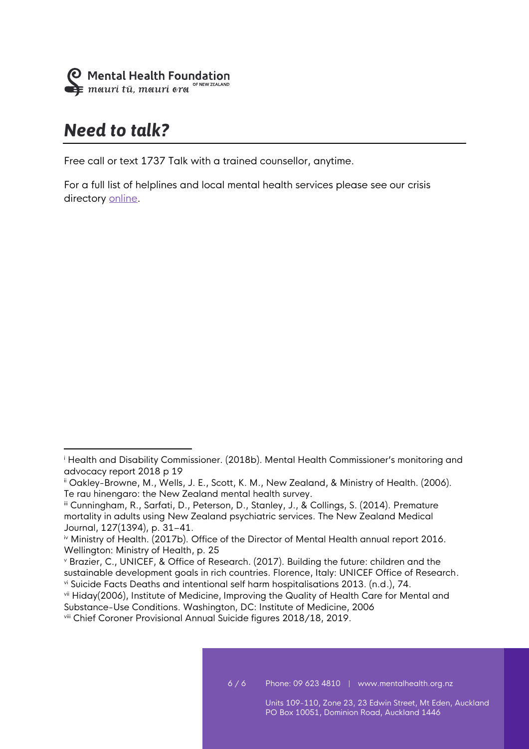Mental Health Foundation
*mauri tū, mauri ora* OF NEW ZEALAND

# *Need to talk?*

Free call or text 1737 Talk with a trained counsellor, anytime.

For a full list of helplines and local mental health services please see our crisis directory online.

---

[i] Health and Disability Commissioner. (2018b). Mental Health Commissioner's monitoring and advocacy report 2018 p 19

[ii] Oakley-Browne, M., Wells, J. E., Scott, K. M., New Zealand, & Ministry of Health. (2006). Te rau hinengaro: the New Zealand mental health survey.

[iii] Cunningham, R., Sarfati, D., Peterson, D., Stanley, J., & Collings, S. (2014). Premature mortality in adults using New Zealand psychiatric services. The New Zealand Medical Journal, 127(1394), p. 31–41.

[iv] Ministry of Health. (2017b). Office of the Director of Mental Health annual report 2016. Wellington: Ministry of Health, p. 25

[v] Brazier, C., UNICEF, & Office of Research. (2017). Building the future: children and the sustainable development goals in rich countries. Florence, Italy: UNICEF Office of Research.

[vi] Suicide Facts Deaths and intentional self harm hospitalisations 2013. (n.d.), 74.

[vii] Hiday(2006), Institute of Medicine, Improving the Quality of Health Care for Mental and Substance-Use Conditions. Washington, DC: Institute of Medicine, 2006

[viii] Chief Coroner Provisional Annual Suicide figures 2018/18, 2019.

Phone: 09 623 4810 | www.mentalhealth.org.nz

Units 109-110, Zone 23, 23 Edwin Street, Mt Eden, Auckland
PO Box 10051, Dominion Road, Auckland 1446